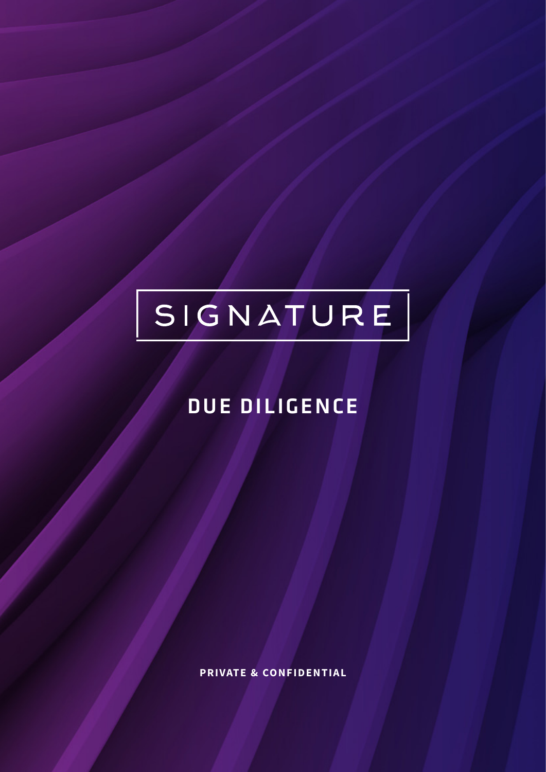# SIGNATURE

## DUE DILIGENCE

**PRIVATE & CONFIDENTIAL**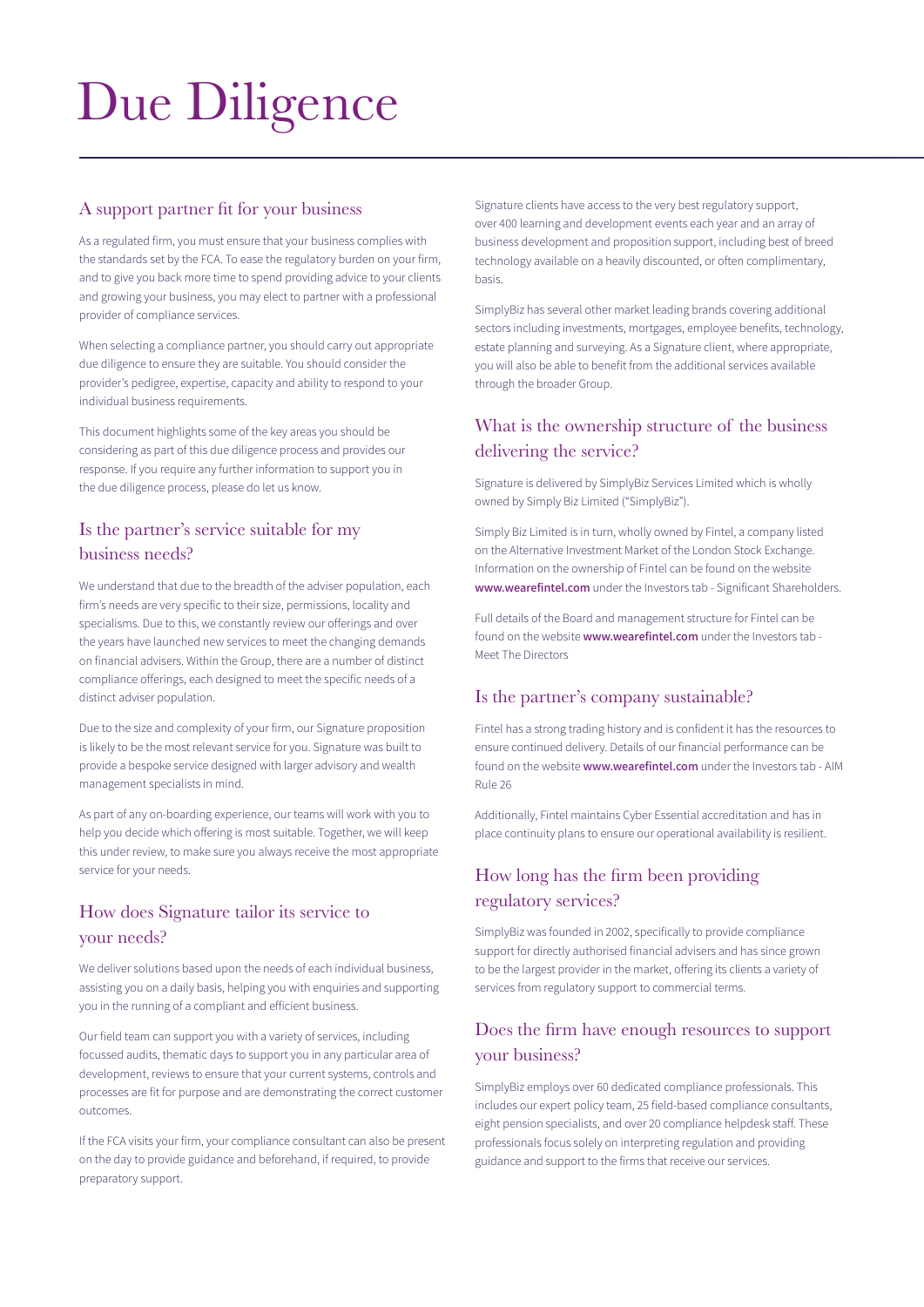# Due Diligence

## A support partner fit for your business

As a regulated firm, you must ensure that your business complies with the standards set by the FCA. To ease the regulatory burden on your firm, and to give you back more time to spend providing advice to your clients and growing your business, you may elect to partner with a professional provider of compliance services.

When selecting a compliance partner, you should carry out appropriate due diligence to ensure they are suitable. You should consider the provider's pedigree, expertise, capacity and ability to respond to your individual business requirements.

This document highlights some of the key areas you should be considering as part of this due diligence process and provides our response. If you require any further information to support you in the due diligence process, please do let us know.

## Is the partner's service suitable for my business needs?

We understand that due to the breadth of the adviser population, each firm's needs are very specific to their size, permissions, locality and specialisms. Due to this, we constantly review our offerings and over the years have launched new services to meet the changing demands on financial advisers. Within the Group, there are a number of distinct compliance offerings, each designed to meet the specific needs of a distinct adviser population.

Due to the size and complexity of your firm, our Signature proposition is likely to be the most relevant service for you. Signature was built to provide a bespoke service designed with larger advisory and wealth management specialists in mind.

As part of any on-boarding experience, our teams will work with you to help you decide which offering is most suitable. Together, we will keep this under review, to make sure you always receive the most appropriate service for your needs.

## How does Signature tailor its service to your needs?

We deliver solutions based upon the needs of each individual business, assisting you on a daily basis, helping you with enquiries and supporting you in the running of a compliant and efficient business.

Our field team can support you with a variety of services, including focussed audits, thematic days to support you in any particular area of development, reviews to ensure that your current systems, controls and processes are fit for purpose and are demonstrating the correct customer outcomes.

If the FCA visits your firm, your compliance consultant can also be present on the day to provide guidance and beforehand, if required, to provide preparatory support.

Signature clients have access to the very best regulatory support, over 400 learning and development events each year and an array of business development and proposition support, including best of breed technology available on a heavily discounted, or often complimentary, basis.

SimplyBiz has several other market leading brands covering additional sectors including investments, mortgages, employee benefits, technology, estate planning and surveying. As a Signature client, where appropriate, you will also be able to benefit from the additional services available through the broader Group.

## What is the ownership structure of the business delivering the service?

Signature is delivered by SimplyBiz Services Limited which is wholly owned by Simply Biz Limited ("SimplyBiz").

Simply Biz Limited is in turn, wholly owned by Fintel, a company listed on the Alternative Investment Market of the London Stock Exchange. Information on the ownership of Fintel can be found on the website **www.wearefintel.com** under the Investors tab - Significant Shareholders.

Full details of the Board and management structure for Fintel can be found on the website **www.wearefintel.com** under the Investors tab - Meet The Directors

## Is the partner's company sustainable?

Fintel has a strong trading history and is confident it has the resources to ensure continued delivery. Details of our financial performance can be found on the website **www.wearefintel.com** under the Investors tab - AIM Rule 26

Additionally, Fintel maintains Cyber Essential accreditation and has in place continuity plans to ensure our operational availability is resilient.

## How long has the firm been providing regulatory services?

SimplyBiz was founded in 2002, specifically to provide compliance support for directly authorised financial advisers and has since grown to be the largest provider in the market, offering its clients a variety of services from regulatory support to commercial terms.

## Does the firm have enough resources to support your business?

SimplyBiz employs over 60 dedicated compliance professionals. This includes our expert policy team, 25 field-based compliance consultants, eight pension specialists, and over 20 compliance helpdesk staff. These professionals focus solely on interpreting regulation and providing guidance and support to the firms that receive our services.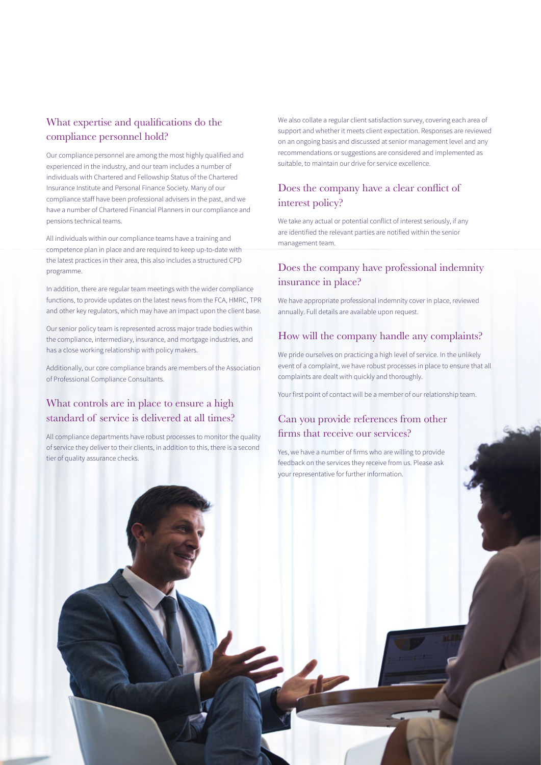## What expertise and qualifications do the compliance personnel hold?

Our compliance personnel are among the most highly qualified and experienced in the industry, and our team includes a number of individuals with Chartered and Fellowship Status of the Chartered Insurance Institute and Personal Finance Society. Many of our compliance staff have been professional advisers in the past, and we have a number of Chartered Financial Planners in our compliance and pensions technical teams.

All individuals within our compliance teams have a training and competence plan in place and are required to keep up-to-date with the latest practices in their area, this also includes a structured CPD programme.

In addition, there are regular team meetings with the wider compliance functions, to provide updates on the latest news from the FCA, HMRC, TPR and other key regulators, which may have an impact upon the client base.

Our senior policy team is represented across major trade bodies within the compliance, intermediary, insurance, and mortgage industries, and has a close working relationship with policy makers.

Additionally, our core compliance brands are members of the Association of Professional Compliance Consultants.

## What controls are in place to ensure a high standard of service is delivered at all times?

All compliance departments have robust processes to monitor the quality of service they deliver to their clients, in addition to this, there is a second tier of quality assurance checks.

We also collate a regular client satisfaction survey, covering each area of support and whether it meets client expectation. Responses are reviewed on an ongoing basis and discussed at senior management level and any recommendations or suggestions are considered and implemented as suitable, to maintain our drive for service excellence.

## Does the company have a clear conflict of interest policy?

We take any actual or potential conflict of interest seriously, if any are identified the relevant parties are notified within the senior management team.

## Does the company have professional indemnity insurance in place?

We have appropriate professional indemnity cover in place, reviewed annually. Full details are available upon request.

## How will the company handle any complaints?

We pride ourselves on practicing a high level of service. In the unlikely event of a complaint, we have robust processes in place to ensure that all complaints are dealt with quickly and thoroughly.

Your first point of contact will be a member of our relationship team.

## Can you provide references from other firms that receive our services?

Yes, we have a number of firms who are willing to provide feedback on the services they receive from us. Please ask your representative for further information.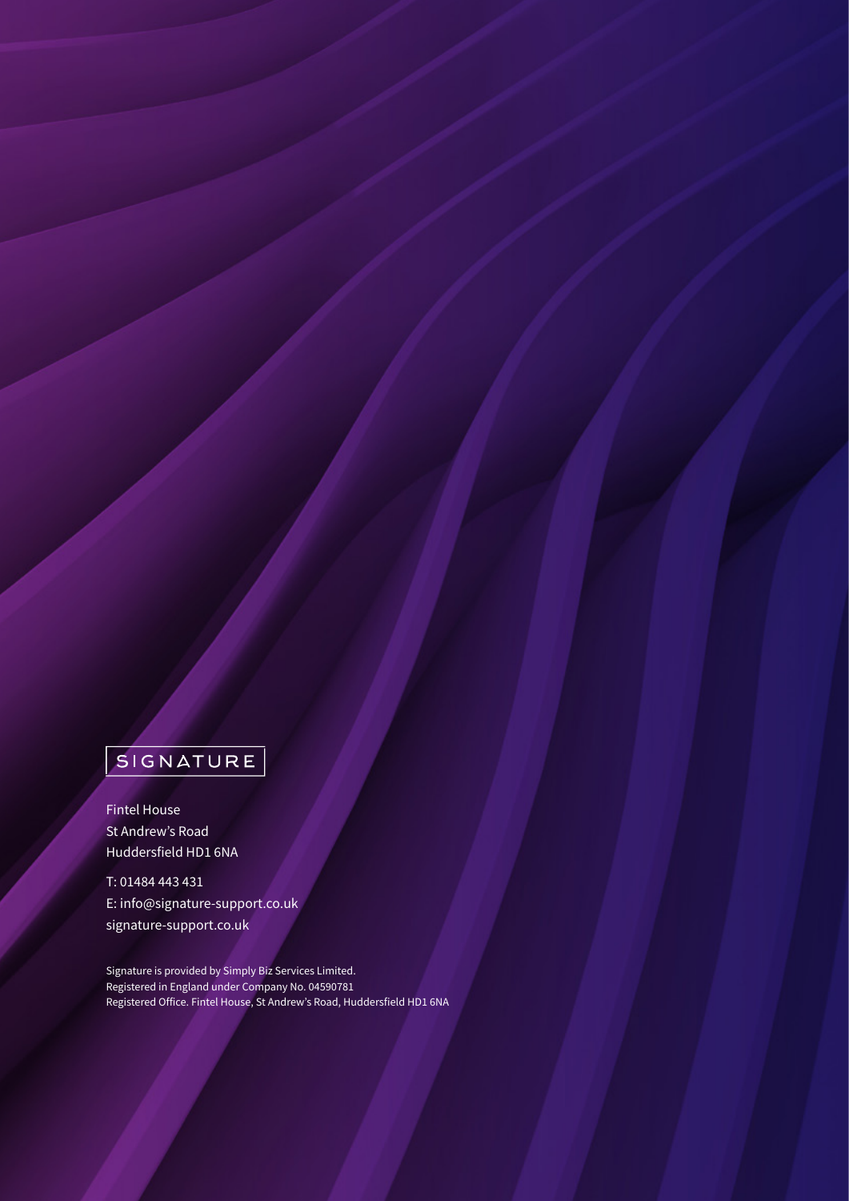SIGNATURE

Fintel House
St Andrew's Road
Huddersfield HD1 6NA

T: 01484 443 431
E: info@signature-support.co.uk
signature-support.co.uk

Signature is provided by Simply Biz Services Limited.
Registered in England under Company No. 04590781
Registered Office. Fintel House, St Andrew's Road, Huddersfield HD1 6NA